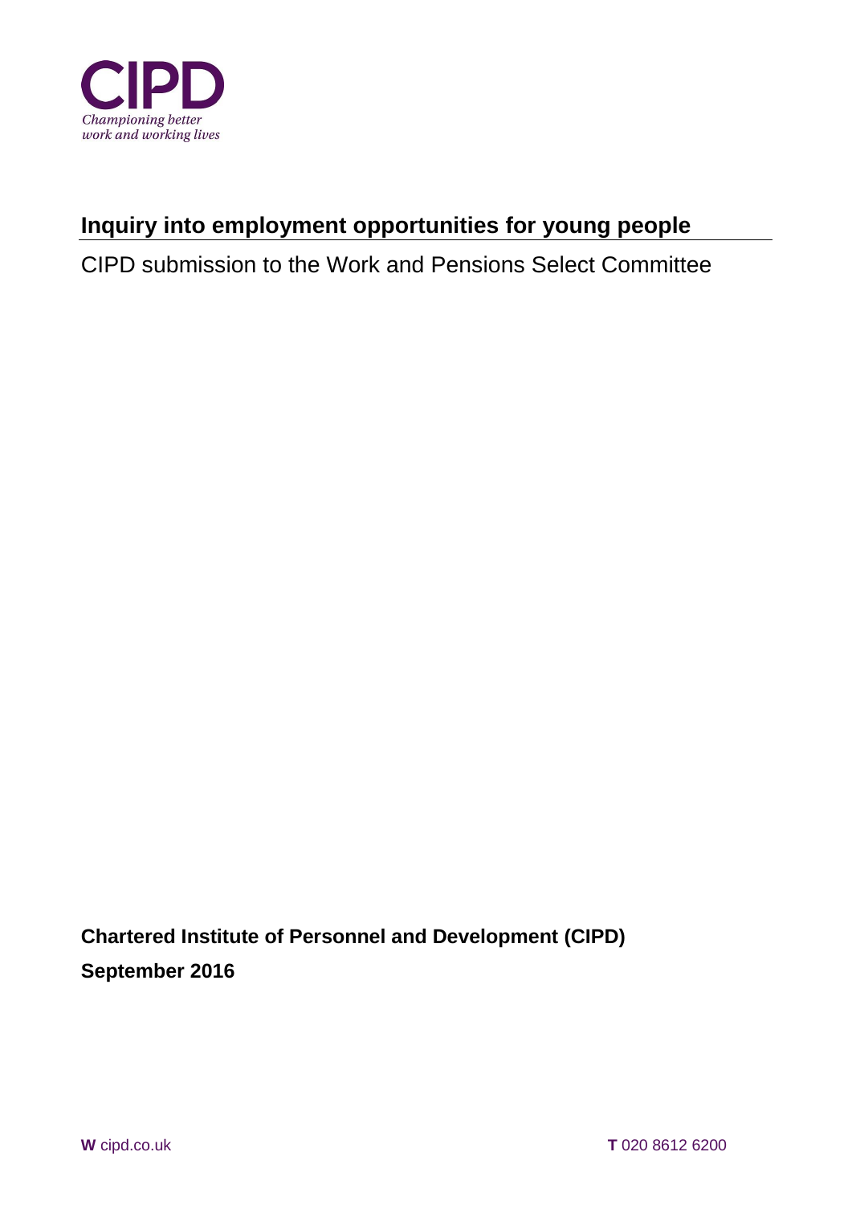CIPD

*Championing better work and working lives*

# Inquiry into employment opportunities for young people

CIPD submission to the Work and Pensions Select Committee

**Chartered Institute of Personnel and Development (CIPD)**

**September 2016**

**W** cipd.co.uk

**T** 020 8612 6200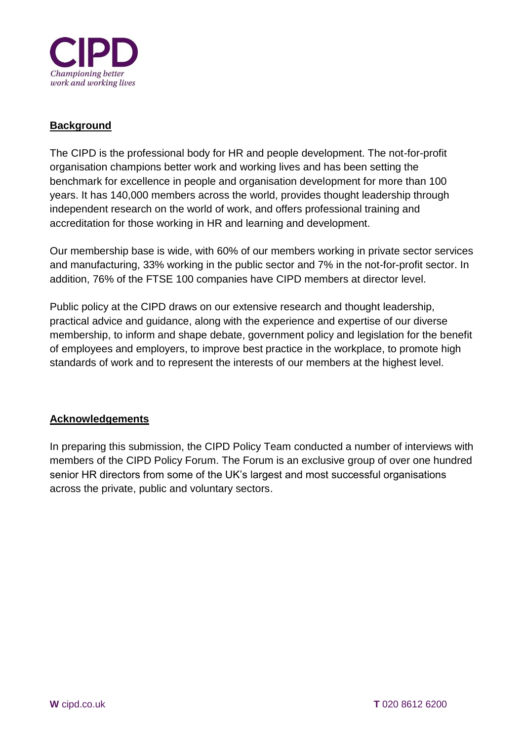## Background

The CIPD is the professional body for HR and people development. The not-for-profit organisation champions better work and working lives and has been setting the benchmark for excellence in people and organisation development for more than 100 years. It has 140,000 members across the world, provides thought leadership through independent research on the world of work, and offers professional training and accreditation for those working in HR and learning and development.

Our membership base is wide, with 60% of our members working in private sector services and manufacturing, 33% working in the public sector and 7% in the not-for-profit sector. In addition, 76% of the FTSE 100 companies have CIPD members at director level.

Public policy at the CIPD draws on our extensive research and thought leadership, practical advice and guidance, along with the experience and expertise of our diverse membership, to inform and shape debate, government policy and legislation for the benefit of employees and employers, to improve best practice in the workplace, to promote high standards of work and to represent the interests of our members at the highest level.

## Acknowledgements

In preparing this submission, the CIPD Policy Team conducted a number of interviews with members of the CIPD Policy Forum. The Forum is an exclusive group of over one hundred senior HR directors from some of the UK's largest and most successful organisations across the private, public and voluntary sectors.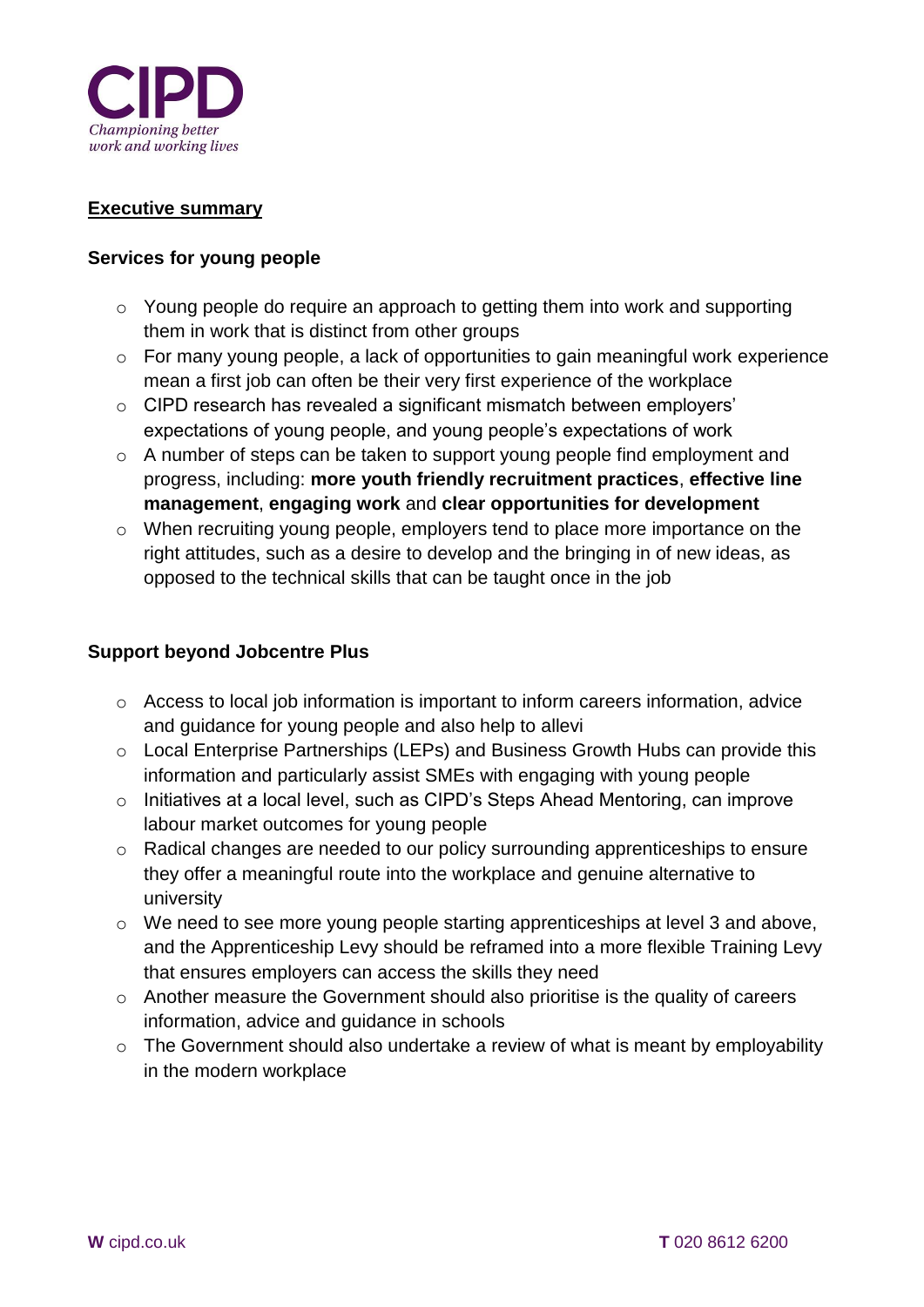## Executive summary

### Services for young people

- Young people do require an approach to getting them into work and supporting them in work that is distinct from other groups
- For many young people, a lack of opportunities to gain meaningful work experience mean a first job can often be their very first experience of the workplace
- CIPD research has revealed a significant mismatch between employers' expectations of young people, and young people's expectations of work
- A number of steps can be taken to support young people find employment and progress, including: **more youth friendly recruitment practices**, **effective line management**, **engaging work** and **clear opportunities for development**
- When recruiting young people, employers tend to place more importance on the right attitudes, such as a desire to develop and the bringing in of new ideas, as opposed to the technical skills that can be taught once in the job

### Support beyond Jobcentre Plus

- Access to local job information is important to inform careers information, advice and guidance for young people and also help to allevi
- Local Enterprise Partnerships (LEPs) and Business Growth Hubs can provide this information and particularly assist SMEs with engaging with young people
- Initiatives at a local level, such as CIPD's Steps Ahead Mentoring, can improve labour market outcomes for young people
- Radical changes are needed to our policy surrounding apprenticeships to ensure they offer a meaningful route into the workplace and genuine alternative to university
- We need to see more young people starting apprenticeships at level 3 and above, and the Apprenticeship Levy should be reframed into a more flexible Training Levy that ensures employers can access the skills they need
- Another measure the Government should also prioritise is the quality of careers information, advice and guidance in schools
- The Government should also undertake a review of what is meant by employability in the modern workplace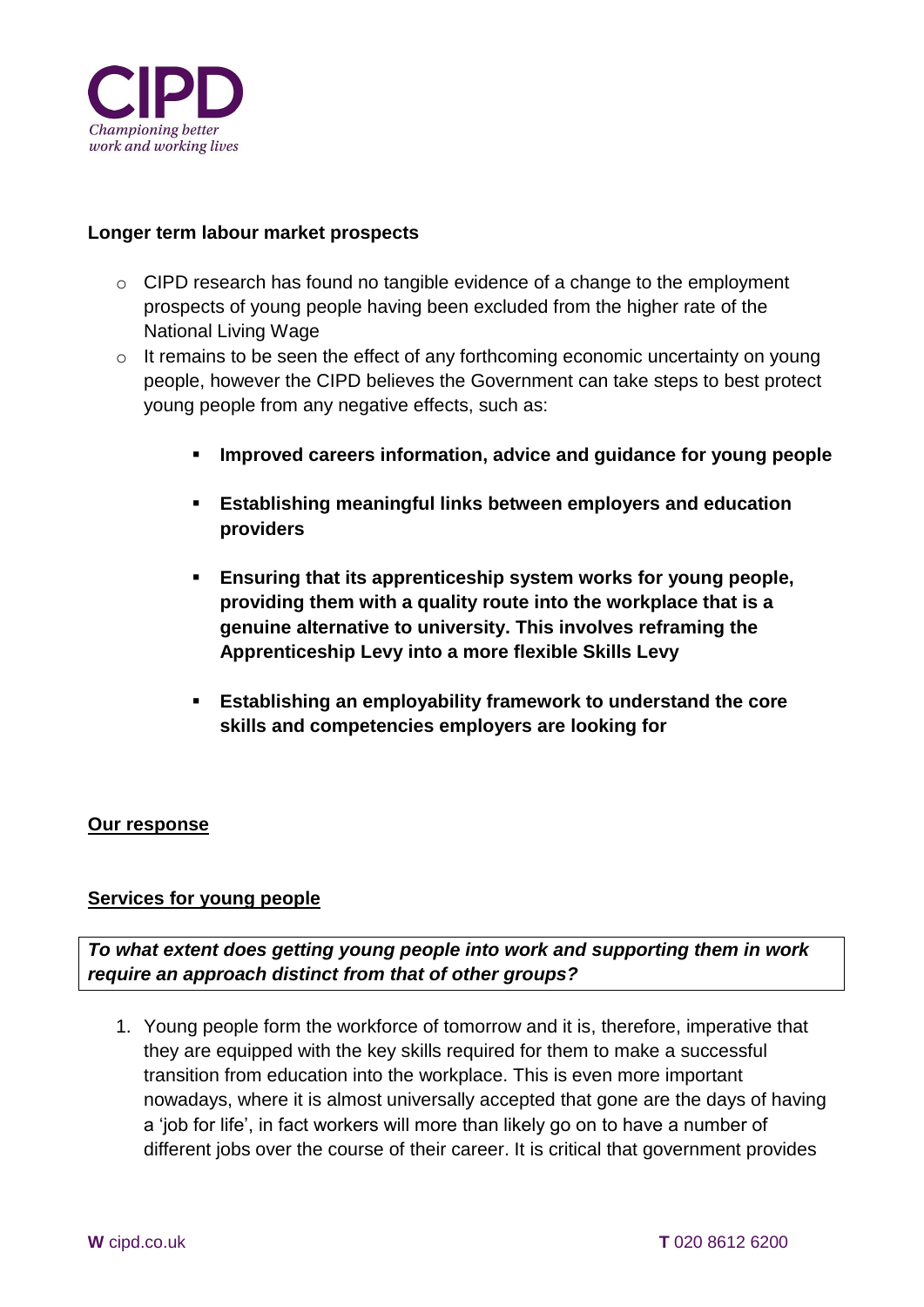**Longer term labour market prospects**

- CIPD research has found no tangible evidence of a change to the employment prospects of young people having been excluded from the higher rate of the National Living Wage
- It remains to be seen the effect of any forthcoming economic uncertainty on young people, however the CIPD believes the Government can take steps to best protect young people from any negative effects, such as:
    - **Improved careers information, advice and guidance for young people**
    - **Establishing meaningful links between employers and education providers**
    - **Ensuring that its apprenticeship system works for young people, providing them with a quality route into the workplace that is a genuine alternative to university. This involves reframing the Apprenticeship Levy into a more flexible Skills Levy**
    - **Establishing an employability framework to understand the core skills and competencies employers are looking for**

## Our response

### Services for young people

***To what extent does getting young people into work and supporting them in work require an approach distinct from that of other groups?***

1. Young people form the workforce of tomorrow and it is, therefore, imperative that they are equipped with the key skills required for them to make a successful transition from education into the workplace. This is even more important nowadays, where it is almost universally accepted that gone are the days of having a 'job for life', in fact workers will more than likely go on to have a number of different jobs over the course of their career. It is critical that government provides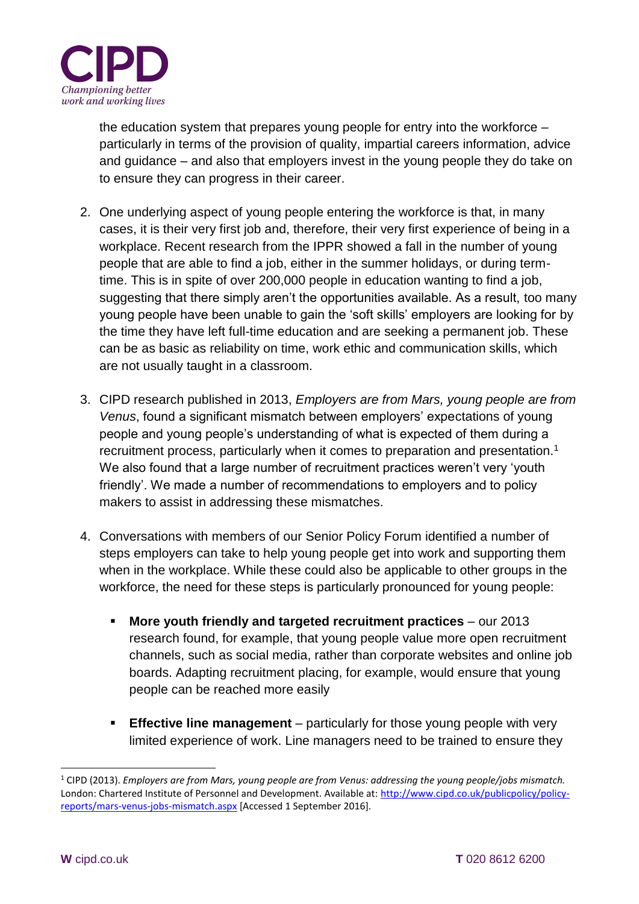the education system that prepares young people for entry into the workforce – particularly in terms of the provision of quality, impartial careers information, advice and guidance – and also that employers invest in the young people they do take on to ensure they can progress in their career.

2. One underlying aspect of young people entering the workforce is that, in many cases, it is their very first job and, therefore, their very first experience of being in a workplace. Recent research from the IPPR showed a fall in the number of young people that are able to find a job, either in the summer holidays, or during term-time. This is in spite of over 200,000 people in education wanting to find a job, suggesting that there simply aren't the opportunities available. As a result, too many young people have been unable to gain the 'soft skills' employers are looking for by the time they have left full-time education and are seeking a permanent job. These can be as basic as reliability on time, work ethic and communication skills, which are not usually taught in a classroom.

3. CIPD research published in 2013, *Employers are from Mars, young people are from Venus*, found a significant mismatch between employers' expectations of young people and young people's understanding of what is expected of them during a recruitment process, particularly when it comes to preparation and presentation.[1] We also found that a large number of recruitment practices weren't very 'youth friendly'. We made a number of recommendations to employers and to policy makers to assist in addressing these mismatches.

4. Conversations with members of our Senior Policy Forum identified a number of steps employers can take to help young people get into work and supporting them when in the workplace. While these could also be applicable to other groups in the workforce, the need for these steps is particularly pronounced for young people:

   - **More youth friendly and targeted recruitment practices** – our 2013 research found, for example, that young people value more open recruitment channels, such as social media, rather than corporate websites and online job boards. Adapting recruitment placing, for example, would ensure that young people can be reached more easily

   - **Effective line management** – particularly for those young people with very limited experience of work. Line managers need to be trained to ensure they

[1] CIPD (2013). *Employers are from Mars, young people are from Venus: addressing the young people/jobs mismatch.* London: Chartered Institute of Personnel and Development. Available at: http://www.cipd.co.uk/publicpolicy/policy-reports/mars-venus-jobs-mismatch.aspx [Accessed 1 September 2016].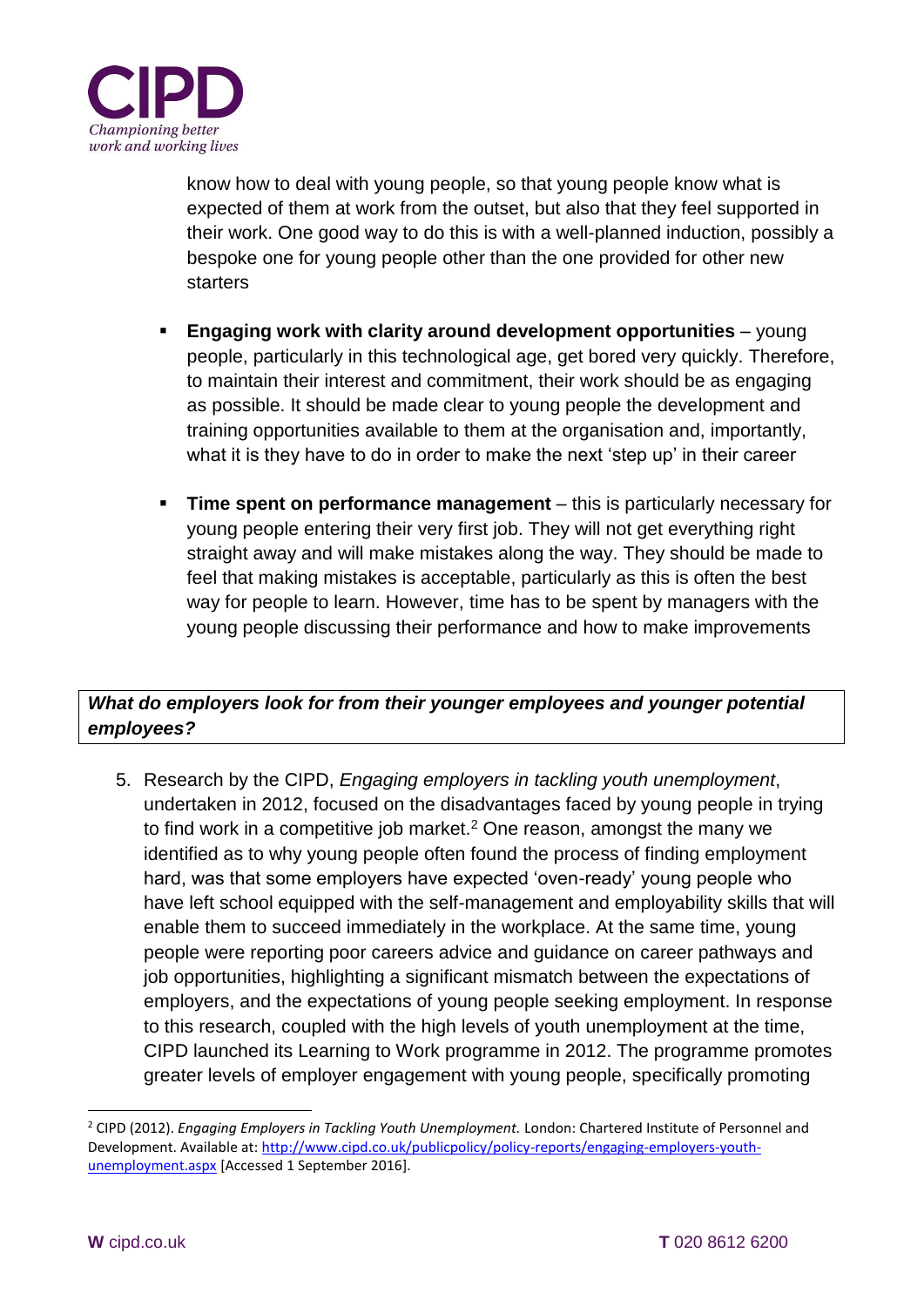know how to deal with young people, so that young people know what is expected of them at work from the outset, but also that they feel supported in their work. One good way to do this is with a well-planned induction, possibly a bespoke one for young people other than the one provided for other new starters

- **Engaging work with clarity around development opportunities** – young people, particularly in this technological age, get bored very quickly. Therefore, to maintain their interest and commitment, their work should be as engaging as possible. It should be made clear to young people the development and training opportunities available to them at the organisation and, importantly, what it is they have to do in order to make the next 'step up' in their career

- **Time spent on performance management** – this is particularly necessary for young people entering their very first job. They will not get everything right straight away and will make mistakes along the way. They should be made to feel that making mistakes is acceptable, particularly as this is often the best way for people to learn. However, time has to be spent by managers with the young people discussing their performance and how to make improvements

***What do employers look for from their younger employees and younger potential employees?***

5. Research by the CIPD, *Engaging employers in tackling youth unemployment*, undertaken in 2012, focused on the disadvantages faced by young people in trying to find work in a competitive job market.[2] One reason, amongst the many we identified as to why young people often found the process of finding employment hard, was that some employers have expected 'oven-ready' young people who have left school equipped with the self-management and employability skills that will enable them to succeed immediately in the workplace. At the same time, young people were reporting poor careers advice and guidance on career pathways and job opportunities, highlighting a significant mismatch between the expectations of employers, and the expectations of young people seeking employment. In response to this research, coupled with the high levels of youth unemployment at the time, CIPD launched its Learning to Work programme in 2012. The programme promotes greater levels of employer engagement with young people, specifically promoting

[2] CIPD (2012). *Engaging Employers in Tackling Youth Unemployment.* London: Chartered Institute of Personnel and Development. Available at: http://www.cipd.co.uk/publicpolicy/policy-reports/engaging-employers-youth-unemployment.aspx [Accessed 1 September 2016].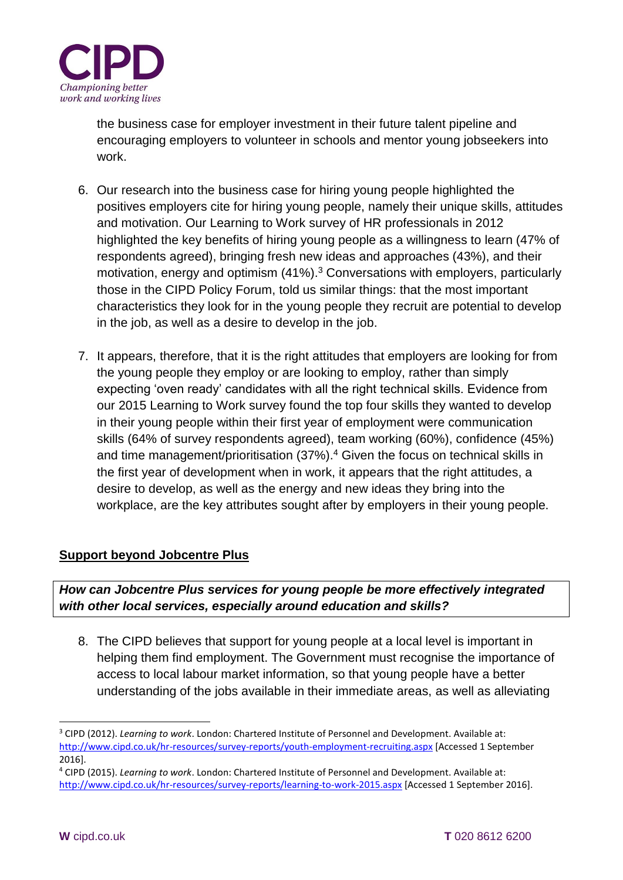the business case for employer investment in their future talent pipeline and encouraging employers to volunteer in schools and mentor young jobseekers into work.

6. Our research into the business case for hiring young people highlighted the positives employers cite for hiring young people, namely their unique skills, attitudes and motivation. Our Learning to Work survey of HR professionals in 2012 highlighted the key benefits of hiring young people as a willingness to learn (47% of respondents agreed), bringing fresh new ideas and approaches (43%), and their motivation, energy and optimism (41%).[3] Conversations with employers, particularly those in the CIPD Policy Forum, told us similar things: that the most important characteristics they look for in the young people they recruit are potential to develop in the job, as well as a desire to develop in the job.

7. It appears, therefore, that it is the right attitudes that employers are looking for from the young people they employ or are looking to employ, rather than simply expecting 'oven ready' candidates with all the right technical skills. Evidence from our 2015 Learning to Work survey found the top four skills they wanted to develop in their young people within their first year of employment were communication skills (64% of survey respondents agreed), team working (60%), confidence (45%) and time management/prioritisation (37%).[4] Given the focus on technical skills in the first year of development when in work, it appears that the right attitudes, a desire to develop, as well as the energy and new ideas they bring into the workplace, are the key attributes sought after by employers in their young people.

## Support beyond Jobcentre Plus

***How can Jobcentre Plus services for young people be more effectively integrated with other local services, especially around education and skills?***

8. The CIPD believes that support for young people at a local level is important in helping them find employment. The Government must recognise the importance of access to local labour market information, so that young people have a better understanding of the jobs available in their immediate areas, as well as alleviating

---

[3] CIPD (2012). *Learning to work*. London: Chartered Institute of Personnel and Development. Available at: http://www.cipd.co.uk/hr-resources/survey-reports/youth-employment-recruiting.aspx [Accessed 1 September 2016].

[4] CIPD (2015). *Learning to work*. London: Chartered Institute of Personnel and Development. Available at: http://www.cipd.co.uk/hr-resources/survey-reports/learning-to-work-2015.aspx [Accessed 1 September 2016].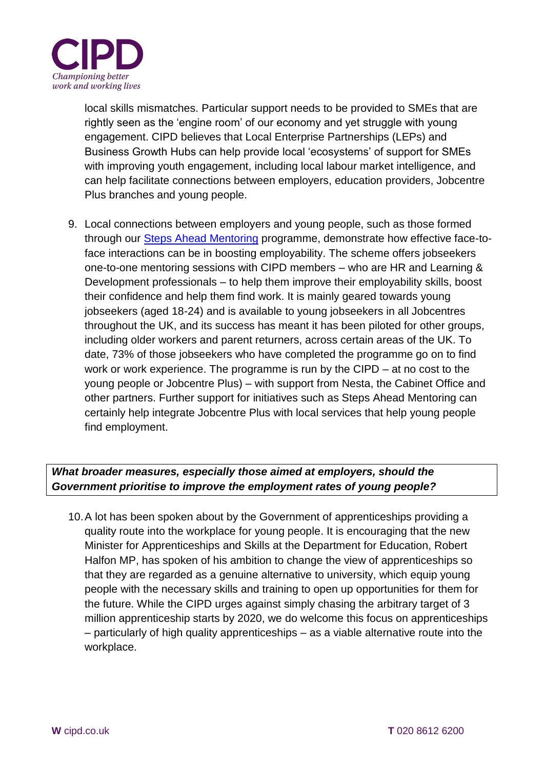local skills mismatches. Particular support needs to be provided to SMEs that are rightly seen as the 'engine room' of our economy and yet struggle with young engagement. CIPD believes that Local Enterprise Partnerships (LEPs) and Business Growth Hubs can help provide local 'ecosystems' of support for SMEs with improving youth engagement, including local labour market intelligence, and can help facilitate connections between employers, education providers, Jobcentre Plus branches and young people.

9. Local connections between employers and young people, such as those formed through our [Steps Ahead Mentoring]() programme, demonstrate how effective face-to-face interactions can be in boosting employability. The scheme offers jobseekers one-to-one mentoring sessions with CIPD members – who are HR and Learning & Development professionals – to help them improve their employability skills, boost their confidence and help them find work. It is mainly geared towards young jobseekers (aged 18-24) and is available to young jobseekers in all Jobcentres throughout the UK, and its success has meant it has been piloted for other groups, including older workers and parent returners, across certain areas of the UK. To date, 73% of those jobseekers who have completed the programme go on to find work or work experience. The programme is run by the CIPD – at no cost to the young people or Jobcentre Plus) – with support from Nesta, the Cabinet Office and other partners. Further support for initiatives such as Steps Ahead Mentoring can certainly help integrate Jobcentre Plus with local services that help young people find employment.

***What broader measures, especially those aimed at employers, should the Government prioritise to improve the employment rates of young people?***

10. A lot has been spoken about by the Government of apprenticeships providing a quality route into the workplace for young people. It is encouraging that the new Minister for Apprenticeships and Skills at the Department for Education, Robert Halfon MP, has spoken of his ambition to change the view of apprenticeships so that they are regarded as a genuine alternative to university, which equip young people with the necessary skills and training to open up opportunities for them for the future. While the CIPD urges against simply chasing the arbitrary target of 3 million apprenticeship starts by 2020, we do welcome this focus on apprenticeships – particularly of high quality apprenticeships – as a viable alternative route into the workplace.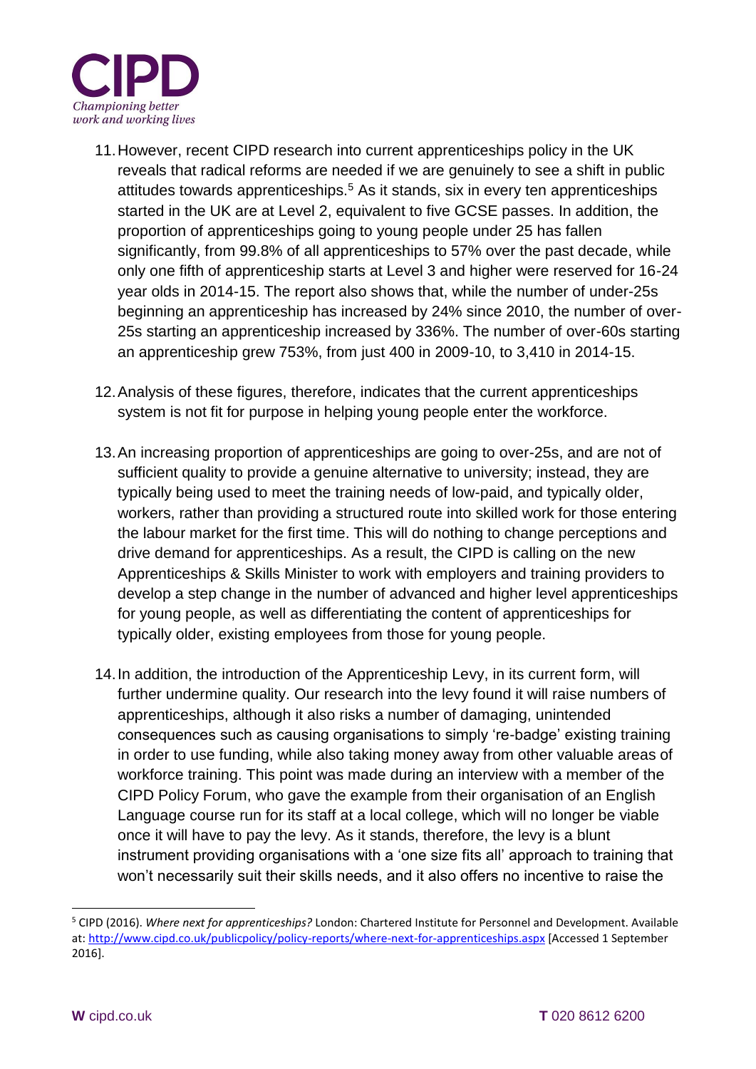11. However, recent CIPD research into current apprenticeships policy in the UK reveals that radical reforms are needed if we are genuinely to see a shift in public attitudes towards apprenticeships.[5] As it stands, six in every ten apprenticeships started in the UK are at Level 2, equivalent to five GCSE passes. In addition, the proportion of apprenticeships going to young people under 25 has fallen significantly, from 99.8% of all apprenticeships to 57% over the past decade, while only one fifth of apprenticeship starts at Level 3 and higher were reserved for 16-24 year olds in 2014-15. The report also shows that, while the number of under-25s beginning an apprenticeship has increased by 24% since 2010, the number of over-25s starting an apprenticeship increased by 336%. The number of over-60s starting an apprenticeship grew 753%, from just 400 in 2009-10, to 3,410 in 2014-15.

12. Analysis of these figures, therefore, indicates that the current apprenticeships system is not fit for purpose in helping young people enter the workforce.

13. An increasing proportion of apprenticeships are going to over-25s, and are not of sufficient quality to provide a genuine alternative to university; instead, they are typically being used to meet the training needs of low-paid, and typically older, workers, rather than providing a structured route into skilled work for those entering the labour market for the first time. This will do nothing to change perceptions and drive demand for apprenticeships. As a result, the CIPD is calling on the new Apprenticeships & Skills Minister to work with employers and training providers to develop a step change in the number of advanced and higher level apprenticeships for young people, as well as differentiating the content of apprenticeships for typically older, existing employees from those for young people.

14. In addition, the introduction of the Apprenticeship Levy, in its current form, will further undermine quality. Our research into the levy found it will raise numbers of apprenticeships, although it also risks a number of damaging, unintended consequences such as causing organisations to simply 're-badge' existing training in order to use funding, while also taking money away from other valuable areas of workforce training. This point was made during an interview with a member of the CIPD Policy Forum, who gave the example from their organisation of an English Language course run for its staff at a local college, which will no longer be viable once it will have to pay the levy. As it stands, therefore, the levy is a blunt instrument providing organisations with a 'one size fits all' approach to training that won't necessarily suit their skills needs, and it also offers no incentive to raise the

---

[5] CIPD (2016). *Where next for apprenticeships?* London: Chartered Institute for Personnel and Development. Available at: http://www.cipd.co.uk/publicpolicy/policy-reports/where-next-for-apprenticeships.aspx [Accessed 1 September 2016].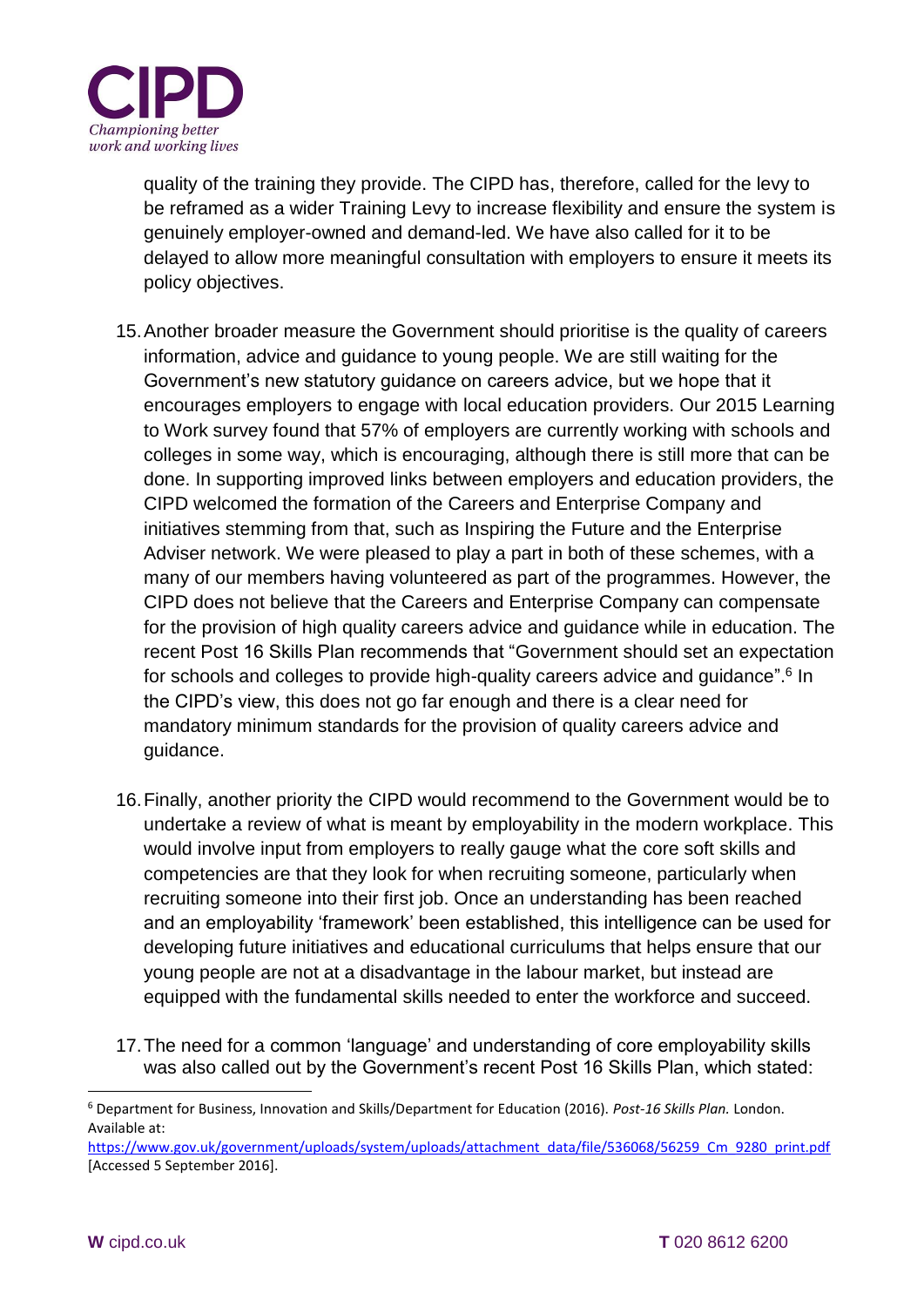quality of the training they provide. The CIPD has, therefore, called for the levy to be reframed as a wider Training Levy to increase flexibility and ensure the system is genuinely employer-owned and demand-led. We have also called for it to be delayed to allow more meaningful consultation with employers to ensure it meets its policy objectives.

15. Another broader measure the Government should prioritise is the quality of careers information, advice and guidance to young people. We are still waiting for the Government's new statutory guidance on careers advice, but we hope that it encourages employers to engage with local education providers. Our 2015 Learning to Work survey found that 57% of employers are currently working with schools and colleges in some way, which is encouraging, although there is still more that can be done. In supporting improved links between employers and education providers, the CIPD welcomed the formation of the Careers and Enterprise Company and initiatives stemming from that, such as Inspiring the Future and the Enterprise Adviser network. We were pleased to play a part in both of these schemes, with a many of our members having volunteered as part of the programmes. However, the CIPD does not believe that the Careers and Enterprise Company can compensate for the provision of high quality careers advice and guidance while in education. The recent Post 16 Skills Plan recommends that "Government should set an expectation for schools and colleges to provide high-quality careers advice and guidance".[6] In the CIPD's view, this does not go far enough and there is a clear need for mandatory minimum standards for the provision of quality careers advice and guidance.

16. Finally, another priority the CIPD would recommend to the Government would be to undertake a review of what is meant by employability in the modern workplace. This would involve input from employers to really gauge what the core soft skills and competencies are that they look for when recruiting someone, particularly when recruiting someone into their first job. Once an understanding has been reached and an employability 'framework' been established, this intelligence can be used for developing future initiatives and educational curriculums that helps ensure that our young people are not at a disadvantage in the labour market, but instead are equipped with the fundamental skills needed to enter the workforce and succeed.

17. The need for a common 'language' and understanding of core employability skills was also called out by the Government's recent Post 16 Skills Plan, which stated:

---

[6] Department for Business, Innovation and Skills/Department for Education (2016). *Post-16 Skills Plan.* London. Available at: https://www.gov.uk/government/uploads/system/uploads/attachment_data/file/536068/56259_Cm_9280_print.pdf [Accessed 5 September 2016].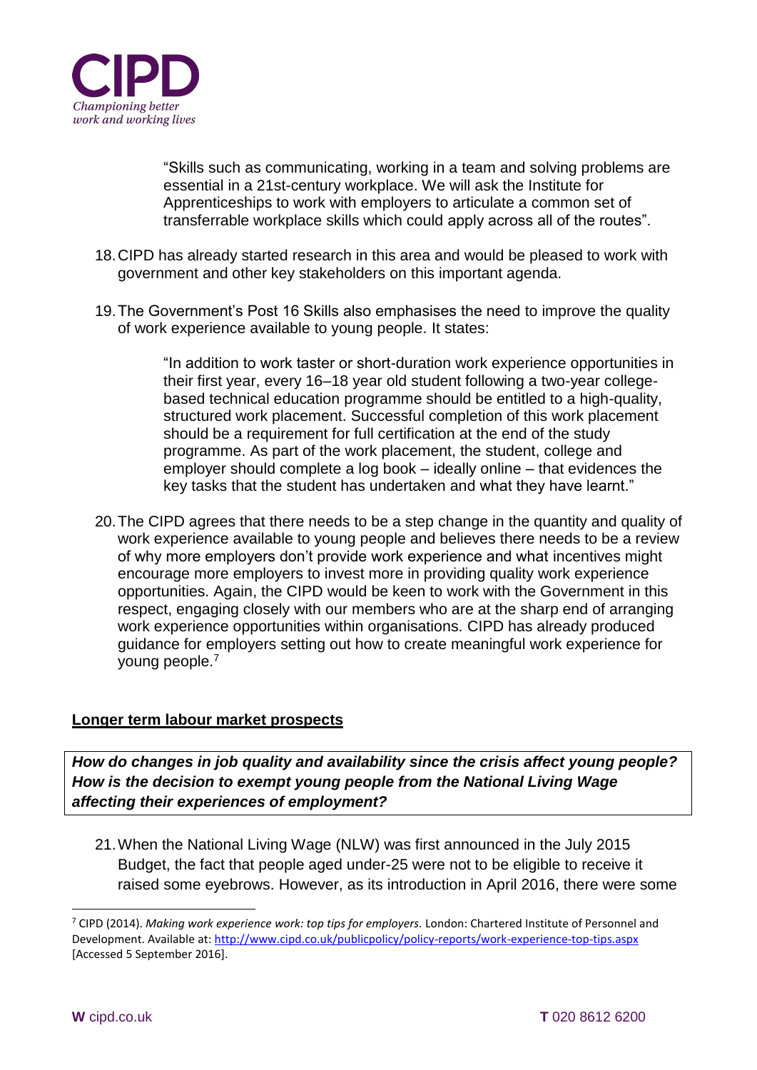> "Skills such as communicating, working in a team and solving problems are essential in a 21st-century workplace. We will ask the Institute for Apprenticeships to work with employers to articulate a common set of transferrable workplace skills which could apply across all of the routes".

18. CIPD has already started research in this area and would be pleased to work with government and other key stakeholders on this important agenda.

19. The Government's Post 16 Skills also emphasises the need to improve the quality of work experience available to young people. It states:

> "In addition to work taster or short-duration work experience opportunities in their first year, every 16–18 year old student following a two-year college-based technical education programme should be entitled to a high-quality, structured work placement. Successful completion of this work placement should be a requirement for full certification at the end of the study programme. As part of the work placement, the student, college and employer should complete a log book – ideally online – that evidences the key tasks that the student has undertaken and what they have learnt."

20. The CIPD agrees that there needs to be a step change in the quantity and quality of work experience available to young people and believes there needs to be a review of why more employers don't provide work experience and what incentives might encourage more employers to invest more in providing quality work experience opportunities. Again, the CIPD would be keen to work with the Government in this respect, engaging closely with our members who are at the sharp end of arranging work experience opportunities within organisations. CIPD has already produced guidance for employers setting out how to create meaningful work experience for young people.[7]

## Longer term labour market prospects

***How do changes in job quality and availability since the crisis affect young people? How is the decision to exempt young people from the National Living Wage affecting their experiences of employment?***

21. When the National Living Wage (NLW) was first announced in the July 2015 Budget, the fact that people aged under-25 were not to be eligible to receive it raised some eyebrows. However, as its introduction in April 2016, there were some

---

[7] CIPD (2014). *Making work experience work: top tips for employers.* London: Chartered Institute of Personnel and Development. Available at: http://www.cipd.co.uk/publicpolicy/policy-reports/work-experience-top-tips.aspx [Accessed 5 September 2016].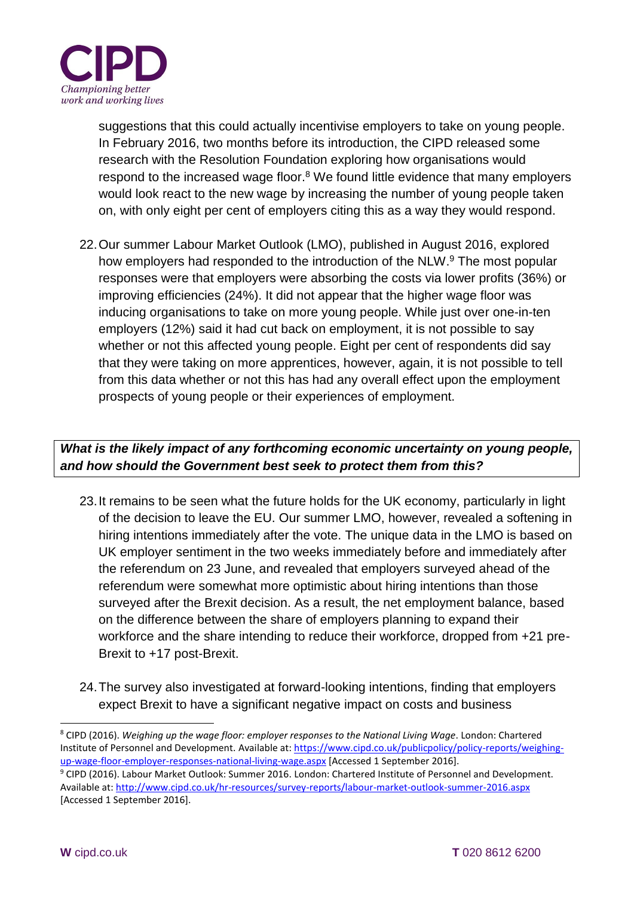suggestions that this could actually incentivise employers to take on young people. In February 2016, two months before its introduction, the CIPD released some research with the Resolution Foundation exploring how organisations would respond to the increased wage floor.[8] We found little evidence that many employers would look react to the new wage by increasing the number of young people taken on, with only eight per cent of employers citing this as a way they would respond.

22. Our summer Labour Market Outlook (LMO), published in August 2016, explored how employers had responded to the introduction of the NLW.[9] The most popular responses were that employers were absorbing the costs via lower profits (36%) or improving efficiencies (24%). It did not appear that the higher wage floor was inducing organisations to take on more young people. While just over one-in-ten employers (12%) said it had cut back on employment, it is not possible to say whether or not this affected young people. Eight per cent of respondents did say that they were taking on more apprentices, however, again, it is not possible to tell from this data whether or not this has had any overall effect upon the employment prospects of young people or their experiences of employment.

***What is the likely impact of any forthcoming economic uncertainty on young people, and how should the Government best seek to protect them from this?***

23. It remains to be seen what the future holds for the UK economy, particularly in light of the decision to leave the EU. Our summer LMO, however, revealed a softening in hiring intentions immediately after the vote. The unique data in the LMO is based on UK employer sentiment in the two weeks immediately before and immediately after the referendum on 23 June, and revealed that employers surveyed ahead of the referendum were somewhat more optimistic about hiring intentions than those surveyed after the Brexit decision. As a result, the net employment balance, based on the difference between the share of employers planning to expand their workforce and the share intending to reduce their workforce, dropped from +21 pre-Brexit to +17 post-Brexit.

24. The survey also investigated at forward-looking intentions, finding that employers expect Brexit to have a significant negative impact on costs and business

---

[8] CIPD (2016). *Weighing up the wage floor: employer responses to the National Living Wage*. London: Chartered Institute of Personnel and Development. Available at: https://www.cipd.co.uk/publicpolicy/policy-reports/weighing-up-wage-floor-employer-responses-national-living-wage.aspx [Accessed 1 September 2016].

[9] CIPD (2016). Labour Market Outlook: Summer 2016. London: Chartered Institute of Personnel and Development. Available at: http://www.cipd.co.uk/hr-resources/survey-reports/labour-market-outlook-summer-2016.aspx [Accessed 1 September 2016].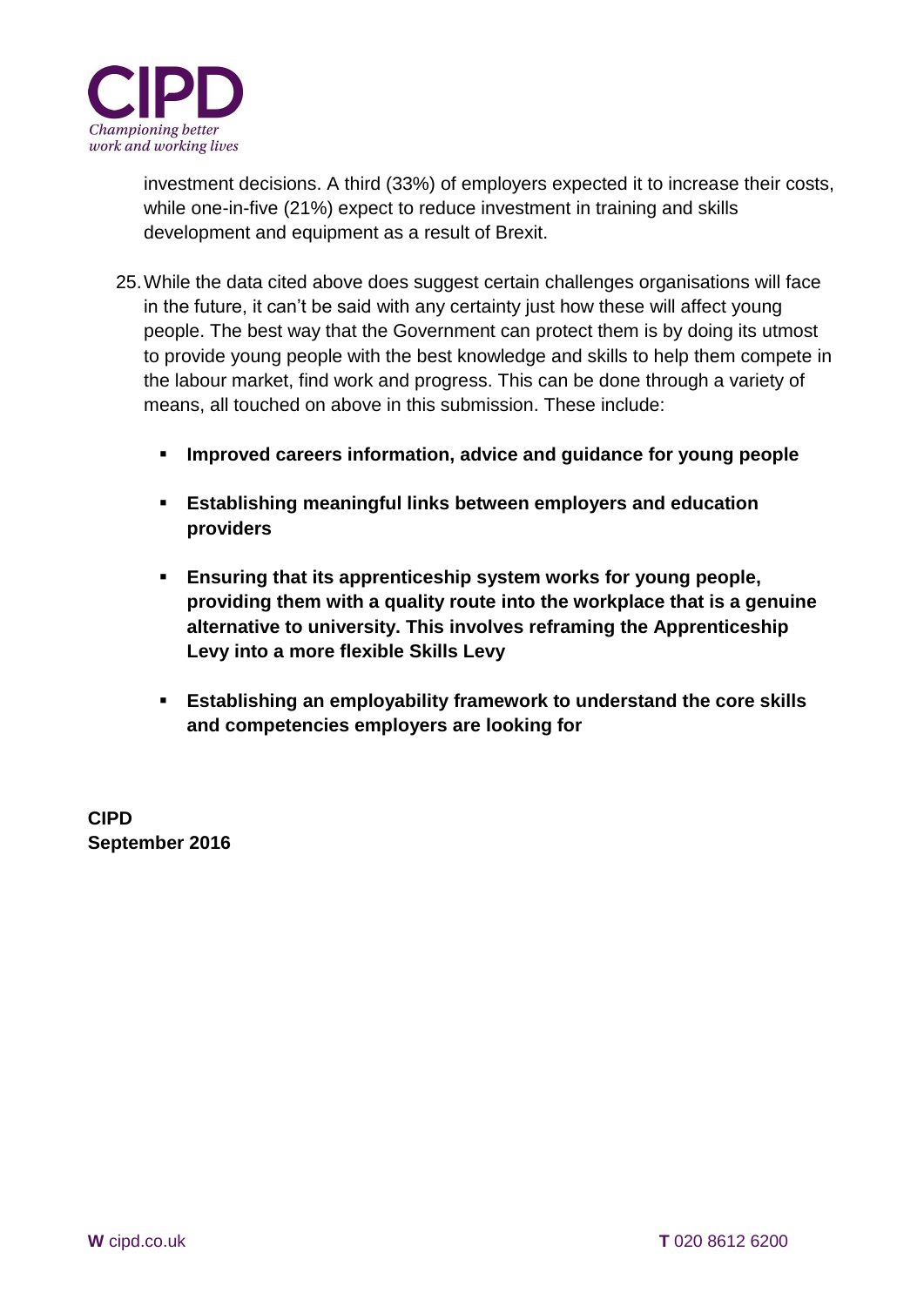investment decisions. A third (33%) of employers expected it to increase their costs, while one-in-five (21%) expect to reduce investment in training and skills development and equipment as a result of Brexit.

25. While the data cited above does suggest certain challenges organisations will face in the future, it can't be said with any certainty just how these will affect young people. The best way that the Government can protect them is by doing its utmost to provide young people with the best knowledge and skills to help them compete in the labour market, find work and progress. This can be done through a variety of means, all touched on above in this submission. These include:

    - **Improved careers information, advice and guidance for young people**
    - **Establishing meaningful links between employers and education providers**
    - **Ensuring that its apprenticeship system works for young people, providing them with a quality route into the workplace that is a genuine alternative to university. This involves reframing the Apprenticeship Levy into a more flexible Skills Levy**
    - **Establishing an employability framework to understand the core skills and competencies employers are looking for**

**CIPD**
**September 2016**